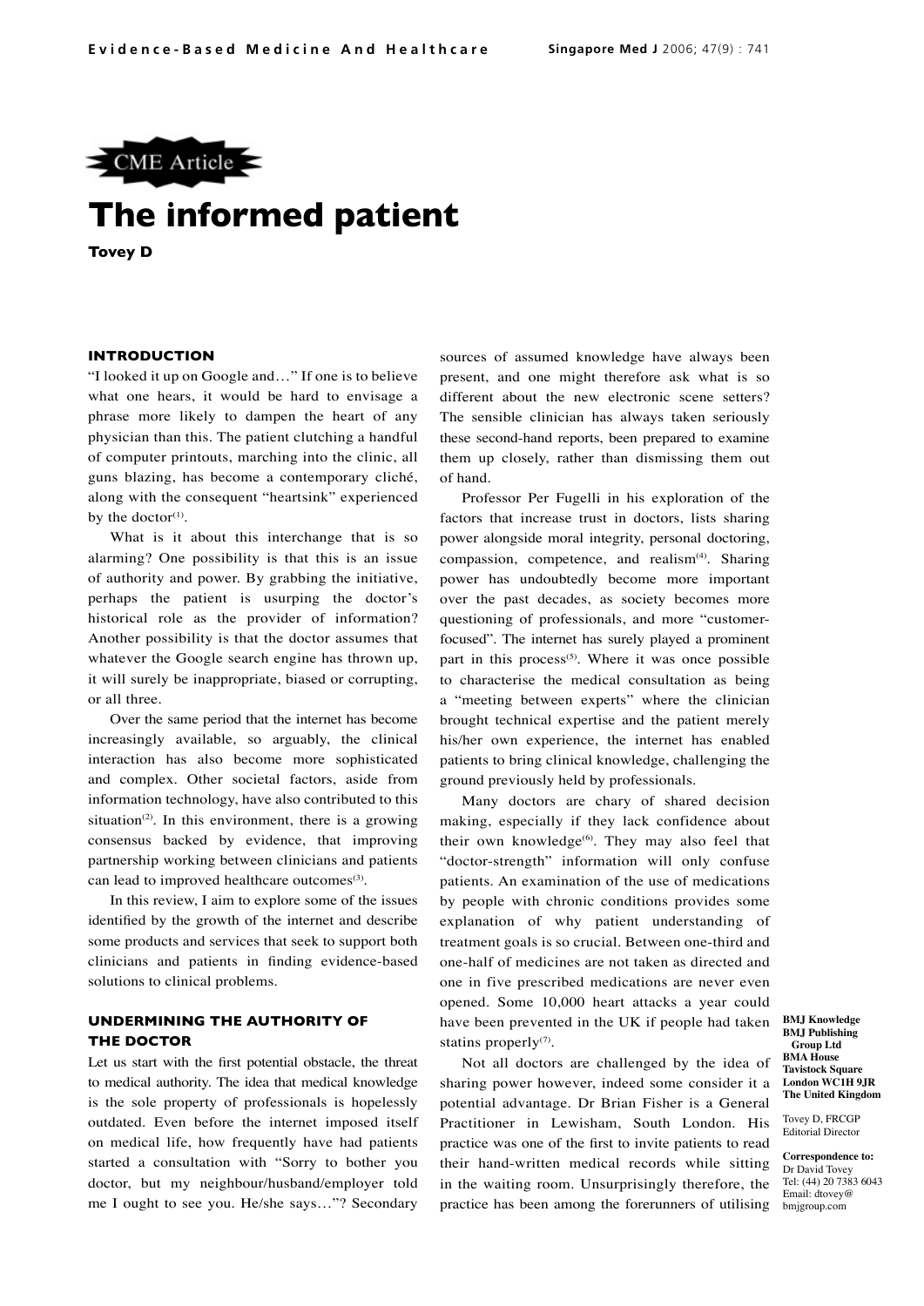CME Article

# The informed patient

**Tovey D**

## INTRODUCTION

"I looked it up on Google and…" If one is to believe what one hears, it would be hard to envisage a phrase more likely to dampen the heart of any physician than this. The patient clutching a handful of computer printouts, marching into the clinic, all guns blazing, has become a contemporary cliché, along with the consequent "heartsink" experienced by the doctor[1].

What is it about this interchange that is so alarming? One possibility is that this is an issue of authority and power. By grabbing the initiative, perhaps the patient is usurping the doctor's historical role as the provider of information? Another possibility is that the doctor assumes that whatever the Google search engine has thrown up, it will surely be inappropriate, biased or corrupting, or all three.

Over the same period that the internet has become increasingly available, so arguably, the clinical interaction has also become more sophisticated and complex. Other societal factors, aside from information technology, have also contributed to this situation[2]. In this environment, there is a growing consensus backed by evidence, that improving partnership working between clinicians and patients can lead to improved healthcare outcomes[3].

In this review, I aim to explore some of the issues identified by the growth of the internet and describe some products and services that seek to support both clinicians and patients in finding evidence-based solutions to clinical problems.

## UNDERMINING THE AUTHORITY OF THE DOCTOR

Let us start with the first potential obstacle, the threat to medical authority. The idea that medical knowledge is the sole property of professionals is hopelessly outdated. Even before the internet imposed itself on medical life, how frequently have had patients started a consultation with "Sorry to bother you doctor, but my neighbour/husband/employer told me I ought to see you. He/she says…"? Secondary sources of assumed knowledge have always been present, and one might therefore ask what is so different about the new electronic scene setters? The sensible clinician has always taken seriously these second-hand reports, been prepared to examine them up closely, rather than dismissing them out of hand.

Professor Per Fugelli in his exploration of the factors that increase trust in doctors, lists sharing power alongside moral integrity, personal doctoring, compassion, competence, and realism[4]. Sharing power has undoubtedly become more important over the past decades, as society becomes more questioning of professionals, and more "customer-focused". The internet has surely played a prominent part in this process[5]. Where it was once possible to characterise the medical consultation as being a "meeting between experts" where the clinician brought technical expertise and the patient merely his/her own experience, the internet has enabled patients to bring clinical knowledge, challenging the ground previously held by professionals.

Many doctors are chary of shared decision making, especially if they lack confidence about their own knowledge[6]. They may also feel that "doctor-strength" information will only confuse patients. An examination of the use of medications by people with chronic conditions provides some explanation of why patient understanding of treatment goals is so crucial. Between one-third and one-half of medicines are not taken as directed and one in five prescribed medications are never even opened. Some 10,000 heart attacks a year could have been prevented in the UK if people had taken statins properly[7].

Not all doctors are challenged by the idea of sharing power however, indeed some consider it a potential advantage. Dr Brian Fisher is a General Practitioner in Lewisham, South London. His practice was one of the first to invite patients to read their hand-written medical records while sitting in the waiting room. Unsurprisingly therefore, the practice has been among the forerunners of utilising

**BMJ Knowledge**
**BMJ Publishing Group Ltd**
**BMA House**
**Tavistock Square**
**London WC1H 9JR**
**The United Kingdom**

Tovey D, FRCGP
Editorial Director

**Correspondence to:**
Dr David Tovey
Tel: (44) 20 7383 6043
Email: dtovey@bmjgroup.com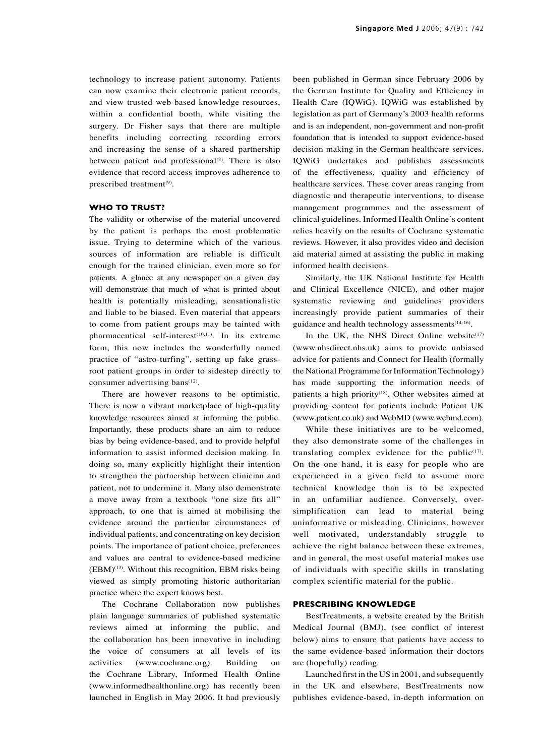technology to increase patient autonomy. Patients can now examine their electronic patient records, and view trusted web-based knowledge resources, within a confidential booth, while visiting the surgery. Dr Fisher says that there are multiple benefits including correcting recording errors and increasing the sense of a shared partnership between patient and professional[8]. There is also evidence that record access improves adherence to prescribed treatment[9].

## WHO TO TRUST?

The validity or otherwise of the material uncovered by the patient is perhaps the most problematic issue. Trying to determine which of the various sources of information are reliable is difficult enough for the trained clinician, even more so for patients. A glance at any newspaper on a given day will demonstrate that much of what is printed about health is potentially misleading, sensationalistic and liable to be biased. Even material that appears to come from patient groups may be tainted with pharmaceutical self-interest[10,11]. In its extreme form, this now includes the wonderfully named practice of "astro-turfing", setting up fake grass-root patient groups in order to sidestep directly to consumer advertising bans[12].

There are however reasons to be optimistic. There is now a vibrant marketplace of high-quality knowledge resources aimed at informing the public. Importantly, these products share an aim to reduce bias by being evidence-based, and to provide helpful information to assist informed decision making. In doing so, many explicitly highlight their intention to strengthen the partnership between clinician and patient, not to undermine it. Many also demonstrate a move away from a textbook "one size fits all" approach, to one that is aimed at mobilising the evidence around the particular circumstances of individual patients, and concentrating on key decision points. The importance of patient choice, preferences and values are central to evidence-based medicine (EBM)[13]. Without this recognition, EBM risks being viewed as simply promoting historic authoritarian practice where the expert knows best.

The Cochrane Collaboration now publishes plain language summaries of published systematic reviews aimed at informing the public, and the collaboration has been innovative in including the voice of consumers at all levels of its activities (www.cochrane.org). Building on the Cochrane Library, Informed Health Online (www.informedhealthonline.org) has recently been launched in English in May 2006. It had previously been published in German since February 2006 by the German Institute for Quality and Efficiency in Health Care (IQWiG). IQWiG was established by legislation as part of Germany's 2003 health reforms and is an independent, non-government and non-profit foundation that is intended to support evidence-based decision making in the German healthcare services. IQWiG undertakes and publishes assessments of the effectiveness, quality and efficiency of healthcare services. These cover areas ranging from diagnostic and therapeutic interventions, to disease management programmes and the assessment of clinical guidelines. Informed Health Online's content relies heavily on the results of Cochrane systematic reviews. However, it also provides video and decision aid material aimed at assisting the public in making informed health decisions.

Similarly, the UK National Institute for Health and Clinical Excellence (NICE), and other major systematic reviewing and guidelines providers increasingly provide patient summaries of their guidance and health technology assessments[14-16].

In the UK, the NHS Direct Online website[17] (www.nhsdirect.nhs.uk) aims to provide unbiased advice for patients and Connect for Health (formally the National Programme for Information Technology) has made supporting the information needs of patients a high priority[18]. Other websites aimed at providing content for patients include Patient UK (www.patient.co.uk) and WebMD (www.webmd.com).

While these initiatives are to be welcomed, they also demonstrate some of the challenges in translating complex evidence for the public[17]. On the one hand, it is easy for people who are experienced in a given field to assume more technical knowledge than is to be expected in an unfamiliar audience. Conversely, over-simplification can lead to material being uninformative or misleading. Clinicians, however well motivated, understandably struggle to achieve the right balance between these extremes, and in general, the most useful material makes use of individuals with specific skills in translating complex scientific material for the public.

## PRESCRIBING KNOWLEDGE

BestTreatments, a website created by the British Medical Journal (BMJ), (see conflict of interest below) aims to ensure that patients have access to the same evidence-based information their doctors are (hopefully) reading.

Launched first in the US in 2001, and subsequently in the UK and elsewhere, BestTreatments now publishes evidence-based, in-depth information on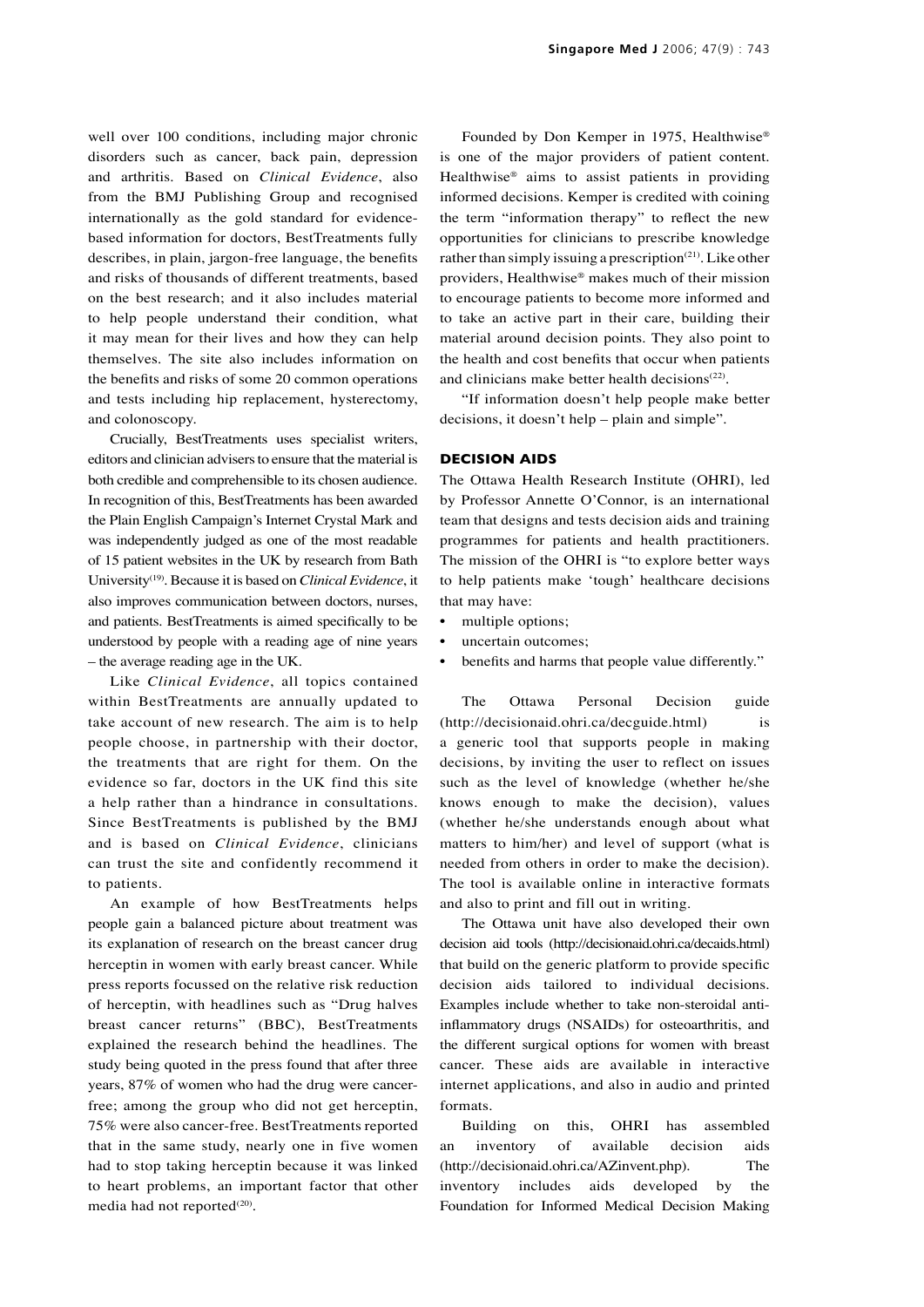well over 100 conditions, including major chronic disorders such as cancer, back pain, depression and arthritis. Based on *Clinical Evidence*, also from the BMJ Publishing Group and recognised internationally as the gold standard for evidence-based information for doctors, BestTreatments fully describes, in plain, jargon-free language, the benefits and risks of thousands of different treatments, based on the best research; and it also includes material to help people understand their condition, what it may mean for their lives and how they can help themselves. The site also includes information on the benefits and risks of some 20 common operations and tests including hip replacement, hysterectomy, and colonoscopy.

Crucially, BestTreatments uses specialist writers, editors and clinician advisers to ensure that the material is both credible and comprehensible to its chosen audience. In recognition of this, BestTreatments has been awarded the Plain English Campaign's Internet Crystal Mark and was independently judged as one of the most readable of 15 patient websites in the UK by research from Bath University[19]. Because it is based on *Clinical Evidence*, it also improves communication between doctors, nurses, and patients. BestTreatments is aimed specifically to be understood by people with a reading age of nine years – the average reading age in the UK.

Like *Clinical Evidence*, all topics contained within BestTreatments are annually updated to take account of new research. The aim is to help people choose, in partnership with their doctor, the treatments that are right for them. On the evidence so far, doctors in the UK find this site a help rather than a hindrance in consultations. Since BestTreatments is published by the BMJ and is based on *Clinical Evidence*, clinicians can trust the site and confidently recommend it to patients.

An example of how BestTreatments helps people gain a balanced picture about treatment was its explanation of research on the breast cancer drug herceptin in women with early breast cancer. While press reports focussed on the relative risk reduction of herceptin, with headlines such as "Drug halves breast cancer returns" (BBC), BestTreatments explained the research behind the headlines. The study being quoted in the press found that after three years, 87% of women who had the drug were cancer-free; among the group who did not get herceptin, 75% were also cancer-free. BestTreatments reported that in the same study, nearly one in five women had to stop taking herceptin because it was linked to heart problems, an important factor that other media had not reported[20].

Founded by Don Kemper in 1975, Healthwise® is one of the major providers of patient content. Healthwise® aims to assist patients in providing informed decisions. Kemper is credited with coining the term "information therapy" to reflect the new opportunities for clinicians to prescribe knowledge rather than simply issuing a prescription[21]. Like other providers, Healthwise® makes much of their mission to encourage patients to become more informed and to take an active part in their care, building their material around decision points. They also point to the health and cost benefits that occur when patients and clinicians make better health decisions[22].

"If information doesn't help people make better decisions, it doesn't help – plain and simple".

## DECISION AIDS

The Ottawa Health Research Institute (OHRI), led by Professor Annette O'Connor, is an international team that designs and tests decision aids and training programmes for patients and health practitioners. The mission of the OHRI is "to explore better ways to help patients make 'tough' healthcare decisions that may have:

- multiple options;
- uncertain outcomes;
- benefits and harms that people value differently."

The Ottawa Personal Decision guide (http://decisionaid.ohri.ca/decguide.html) is a generic tool that supports people in making decisions, by inviting the user to reflect on issues such as the level of knowledge (whether he/she knows enough to make the decision), values (whether he/she understands enough about what matters to him/her) and level of support (what is needed from others in order to make the decision). The tool is available online in interactive formats and also to print and fill out in writing.

The Ottawa unit have also developed their own decision aid tools (http://decisionaid.ohri.ca/decaids.html) that build on the generic platform to provide specific decision aids tailored to individual decisions. Examples include whether to take non-steroidal anti-inflammatory drugs (NSAIDs) for osteoarthritis, and the different surgical options for women with breast cancer. These aids are available in interactive internet applications, and also in audio and printed formats.

Building on this, OHRI has assembled an inventory of available decision aids (http://decisionaid.ohri.ca/AZinvent.php). The inventory includes aids developed by the Foundation for Informed Medical Decision Making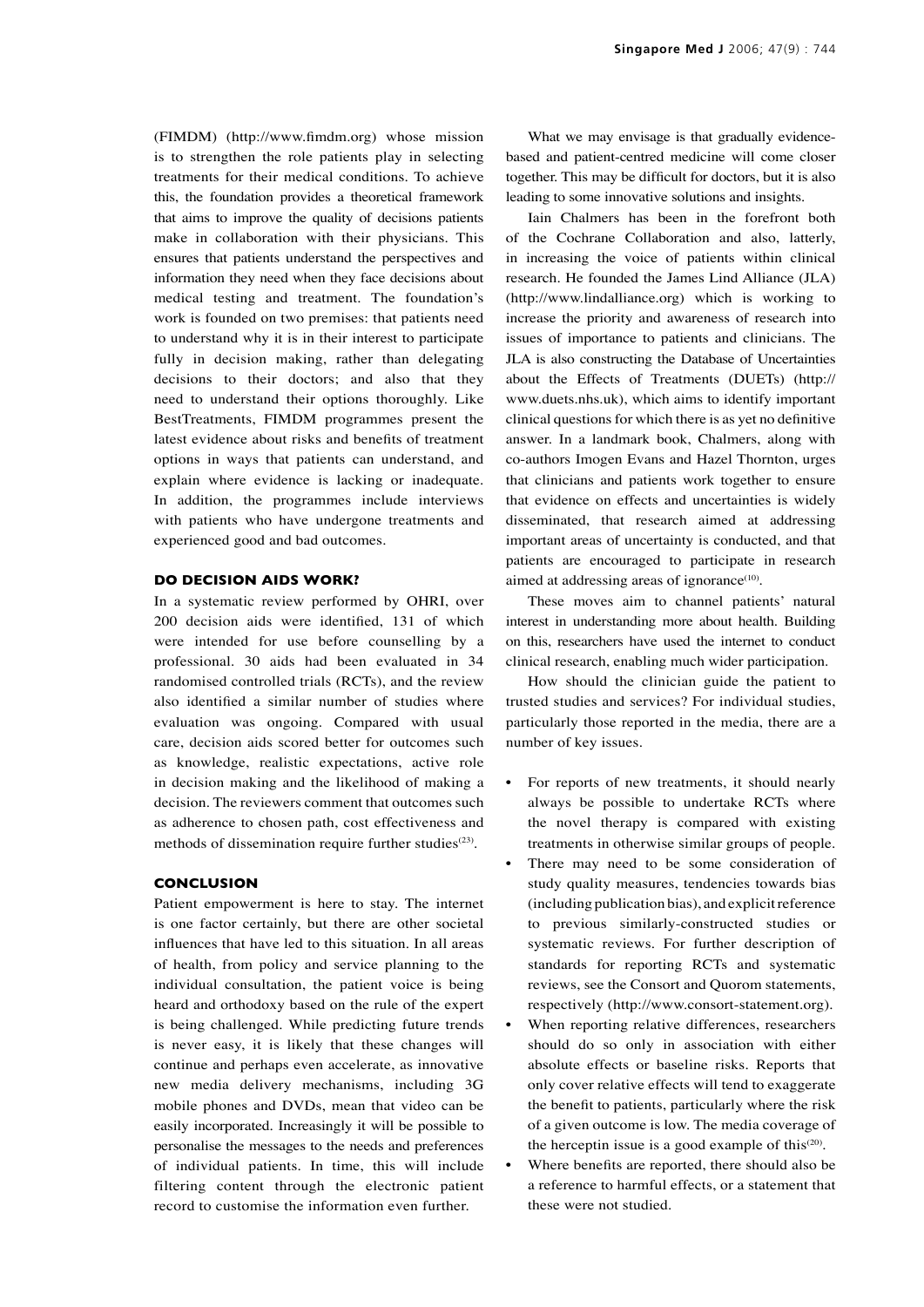(FIMDM) (http://www.fimdm.org) whose mission is to strengthen the role patients play in selecting treatments for their medical conditions. To achieve this, the foundation provides a theoretical framework that aims to improve the quality of decisions patients make in collaboration with their physicians. This ensures that patients understand the perspectives and information they need when they face decisions about medical testing and treatment. The foundation's work is founded on two premises: that patients need to understand why it is in their interest to participate fully in decision making, rather than delegating decisions to their doctors; and also that they need to understand their options thoroughly. Like BestTreatments, FIMDM programmes present the latest evidence about risks and benefits of treatment options in ways that patients can understand, and explain where evidence is lacking or inadequate. In addition, the programmes include interviews with patients who have undergone treatments and experienced good and bad outcomes.

## DO DECISION AIDS WORK?

In a systematic review performed by OHRI, over 200 decision aids were identified, 131 of which were intended for use before counselling by a professional. 30 aids had been evaluated in 34 randomised controlled trials (RCTs), and the review also identified a similar number of studies where evaluation was ongoing. Compared with usual care, decision aids scored better for outcomes such as knowledge, realistic expectations, active role in decision making and the likelihood of making a decision. The reviewers comment that outcomes such as adherence to chosen path, cost effectiveness and methods of dissemination require further studies[23].

## CONCLUSION

Patient empowerment is here to stay. The internet is one factor certainly, but there are other societal influences that have led to this situation. In all areas of health, from policy and service planning to the individual consultation, the patient voice is being heard and orthodoxy based on the rule of the expert is being challenged. While predicting future trends is never easy, it is likely that these changes will continue and perhaps even accelerate, as innovative new media delivery mechanisms, including 3G mobile phones and DVDs, mean that video can be easily incorporated. Increasingly it will be possible to personalise the messages to the needs and preferences of individual patients. In time, this will include filtering content through the electronic patient record to customise the information even further.

What we may envisage is that gradually evidence-based and patient-centred medicine will come closer together. This may be difficult for doctors, but it is also leading to some innovative solutions and insights.

Iain Chalmers has been in the forefront both of the Cochrane Collaboration and also, latterly, in increasing the voice of patients within clinical research. He founded the James Lind Alliance (JLA) (http://www.lindalliance.org) which is working to increase the priority and awareness of research into issues of importance to patients and clinicians. The JLA is also constructing the Database of Uncertainties about the Effects of Treatments (DUETs) (http://www.duets.nhs.uk), which aims to identify important clinical questions for which there is as yet no definitive answer. In a landmark book, Chalmers, along with co-authors Imogen Evans and Hazel Thornton, urges that clinicians and patients work together to ensure that evidence on effects and uncertainties is widely disseminated, that research aimed at addressing important areas of uncertainty is conducted, and that patients are encouraged to participate in research aimed at addressing areas of ignorance[10].

These moves aim to channel patients' natural interest in understanding more about health. Building on this, researchers have used the internet to conduct clinical research, enabling much wider participation.

How should the clinician guide the patient to trusted studies and services? For individual studies, particularly those reported in the media, there are a number of key issues.

- For reports of new treatments, it should nearly always be possible to undertake RCTs where the novel therapy is compared with existing treatments in otherwise similar groups of people.
- There may need to be some consideration of study quality measures, tendencies towards bias (including publication bias), and explicit reference to previous similarly-constructed studies or systematic reviews. For further description of standards for reporting RCTs and systematic reviews, see the Consort and Quorom statements, respectively (http://www.consort-statement.org).
- When reporting relative differences, researchers should do so only in association with either absolute effects or baseline risks. Reports that only cover relative effects will tend to exaggerate the benefit to patients, particularly where the risk of a given outcome is low. The media coverage of the herceptin issue is a good example of this[20].
- Where benefits are reported, there should also be a reference to harmful effects, or a statement that these were not studied.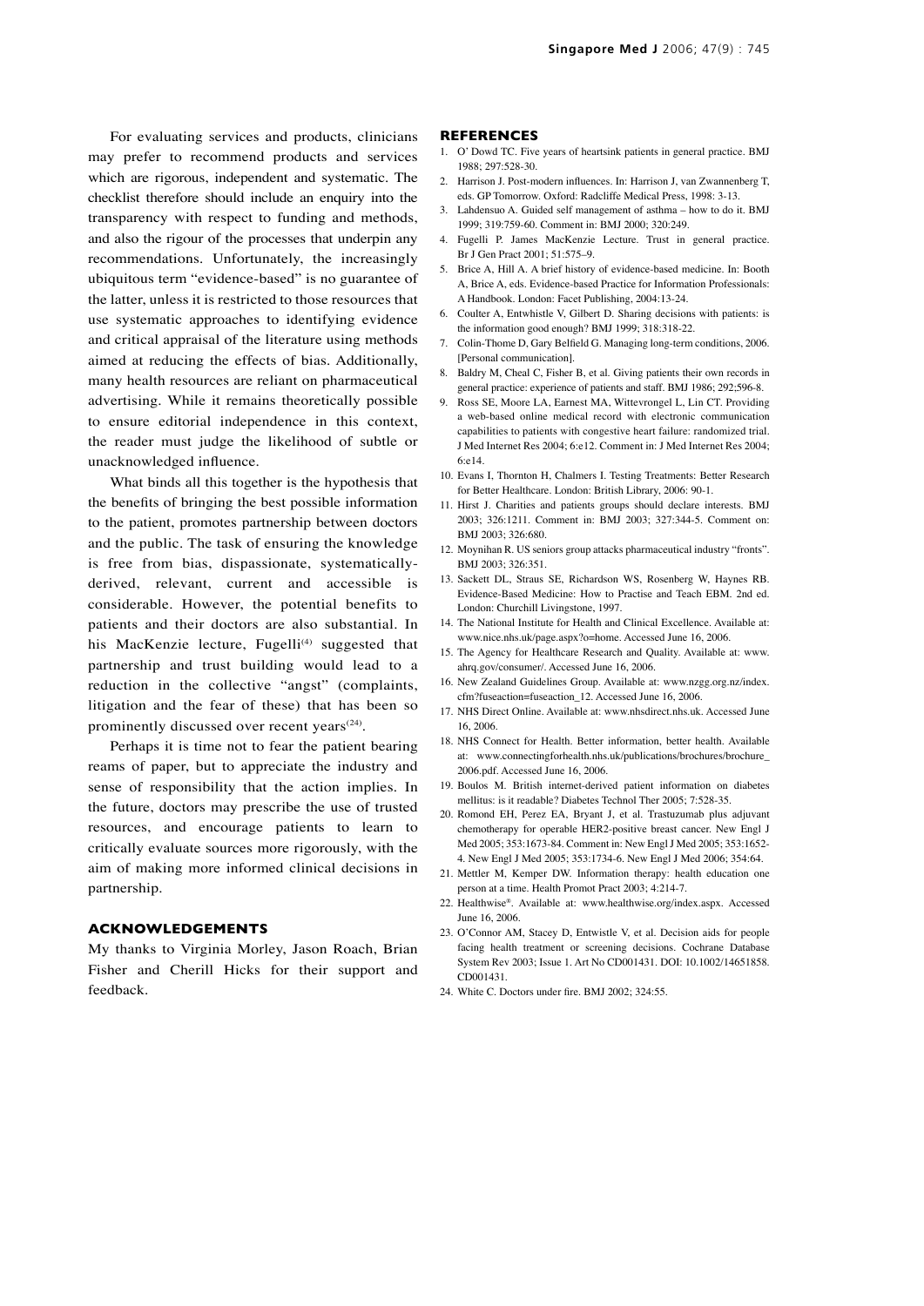For evaluating services and products, clinicians may prefer to recommend products and services which are rigorous, independent and systematic. The checklist therefore should include an enquiry into the transparency with respect to funding and methods, and also the rigour of the processes that underpin any recommendations. Unfortunately, the increasingly ubiquitous term "evidence-based" is no guarantee of the latter, unless it is restricted to those resources that use systematic approaches to identifying evidence and critical appraisal of the literature using methods aimed at reducing the effects of bias. Additionally, many health resources are reliant on pharmaceutical advertising. While it remains theoretically possible to ensure editorial independence in this context, the reader must judge the likelihood of subtle or unacknowledged influence.

What binds all this together is the hypothesis that the benefits of bringing the best possible information to the patient, promotes partnership between doctors and the public. The task of ensuring the knowledge is free from bias, dispassionate, systematically-derived, relevant, current and accessible is considerable. However, the potential benefits to patients and their doctors are also substantial. In his MacKenzie lecture, Fugelli[4] suggested that partnership and trust building would lead to a reduction in the collective "angst" (complaints, litigation and the fear of these) that has been so prominently discussed over recent years[24].

Perhaps it is time not to fear the patient bearing reams of paper, but to appreciate the industry and sense of responsibility that the action implies. In the future, doctors may prescribe the use of trusted resources, and encourage patients to learn to critically evaluate sources more rigorously, with the aim of making more informed clinical decisions in partnership.

## ACKNOWLEDGEMENTS

My thanks to Virginia Morley, Jason Roach, Brian Fisher and Cherill Hicks for their support and feedback.

## REFERENCES

1. O' Dowd TC. Five years of heartsink patients in general practice. BMJ 1988; 297:528-30.
2. Harrison J. Post-modern influences. In: Harrison J, van Zwannenberg T, eds. GP Tomorrow. Oxford: Radcliffe Medical Press, 1998: 3-13.
3. Lahdensuo A. Guided self management of asthma – how to do it. BMJ 1999; 319:759-60. Comment in: BMJ 2000; 320:249.
4. Fugelli P. James MacKenzie Lecture. Trust in general practice. Br J Gen Pract 2001; 51:575–9.
5. Brice A, Hill A. A brief history of evidence-based medicine. In: Booth A, Brice A, eds. Evidence-based Practice for Information Professionals: A Handbook. London: Facet Publishing, 2004:13-24.
6. Coulter A, Entwhistle V, Gilbert D. Sharing decisions with patients: is the information good enough? BMJ 1999; 318:318-22.
7. Colin-Thome D, Gary Belfield G. Managing long-term conditions, 2006. [Personal communication].
8. Baldry M, Cheal C, Fisher B, et al. Giving patients their own records in general practice: experience of patients and staff. BMJ 1986; 292;596-8.
9. Ross SE, Moore LA, Earnest MA, Wittevrongel L, Lin CT. Providing a web-based online medical record with electronic communication capabilities to patients with congestive heart failure: randomized trial. J Med Internet Res 2004; 6:e12. Comment in: J Med Internet Res 2004; 6:e14.
10. Evans I, Thornton H, Chalmers I. Testing Treatments: Better Research for Better Healthcare. London: British Library, 2006: 90-1.
11. Hirst J. Charities and patients groups should declare interests. BMJ 2003; 326:1211. Comment in: BMJ 2003; 327:344-5. Comment on: BMJ 2003; 326:680.
12. Moynihan R. US seniors group attacks pharmaceutical industry "fronts". BMJ 2003; 326:351.
13. Sackett DL, Straus SE, Richardson WS, Rosenberg W, Haynes RB. Evidence-Based Medicine: How to Practise and Teach EBM. 2nd ed. London: Churchill Livingstone, 1997.
14. The National Institute for Health and Clinical Excellence. Available at: www.nice.nhs.uk/page.aspx?o=home. Accessed June 16, 2006.
15. The Agency for Healthcare Research and Quality. Available at: www.ahrq.gov/consumer/. Accessed June 16, 2006.
16. New Zealand Guidelines Group. Available at: www.nzgg.org.nz/index.cfm?fuseaction=fuseaction_12. Accessed June 16, 2006.
17. NHS Direct Online. Available at: www.nhsdirect.nhs.uk. Accessed June 16, 2006.
18. NHS Connect for Health. Better information, better health. Available at: www.connectingforhealth.nhs.uk/publications/brochures/brochure_2006.pdf. Accessed June 16, 2006.
19. Boulos M. British internet-derived patient information on diabetes mellitus: is it readable? Diabetes Technol Ther 2005; 7:528-35.
20. Romond EH, Perez EA, Bryant J, et al. Trastuzumab plus adjuvant chemotherapy for operable HER2-positive breast cancer. New Engl J Med 2005; 353:1673-84. Comment in: New Engl J Med 2005; 353:1652-4. New Engl J Med 2005; 353:1734-6. New Engl J Med 2006; 354:64.
21. Mettler M, Kemper DW. Information therapy: health education one person at a time. Health Promot Pract 2003; 4:214-7.
22. Healthwise®. Available at: www.healthwise.org/index.aspx. Accessed June 16, 2006.
23. O'Connor AM, Stacey D, Entwistle V, et al. Decision aids for people facing health treatment or screening decisions. Cochrane Database System Rev 2003; Issue 1. Art No CD001431. DOI: 10.1002/14651858.CD001431.
24. White C. Doctors under fire. BMJ 2002; 324:55.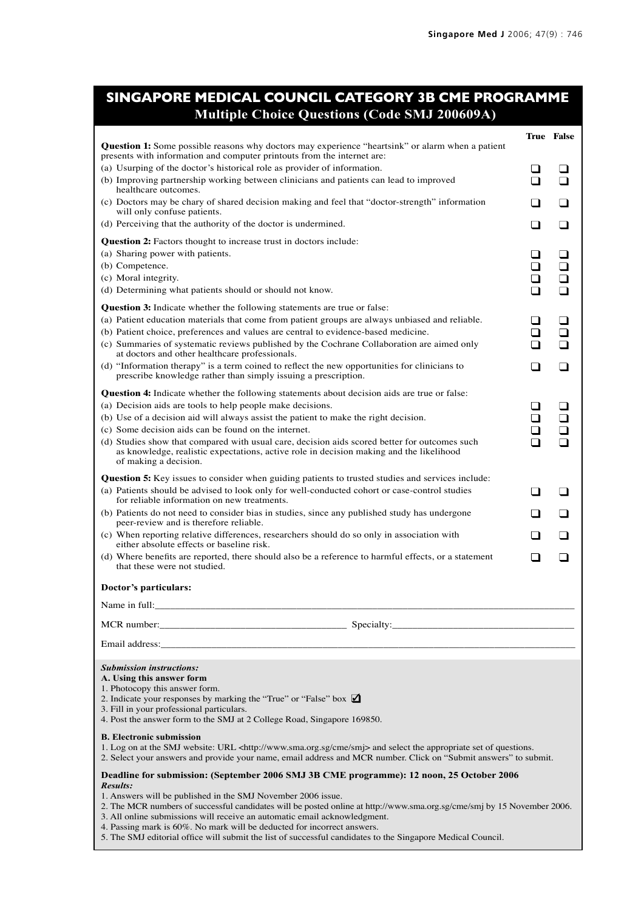# SINGAPORE MEDICAL COUNCIL CATEGORY 3B CME PROGRAMME

## Multiple Choice Questions (Code SMJ 200609A)

| | True | False |
|---|---|---|
| **Question 1:** Some possible reasons why doctors may experience "heartsink" or alarm when a patient presents with information and computer printouts from the internet are: | | |
| (a) Usurping of the doctor's historical role as provider of information. | ❑ | ❑ |
| (b) Improving partnership working between clinicians and patients can lead to improved healthcare outcomes. | ❑ | ❑ |
| (c) Doctors may be chary of shared decision making and feel that "doctor-strength" information will only confuse patients. | ❑ | ❑ |
| (d) Perceiving that the authority of the doctor is undermined. | ❑ | ❑ |
| **Question 2:** Factors thought to increase trust in doctors include: | | |
| (a) Sharing power with patients. | ❑ | ❑ |
| (b) Competence. | ❑ | ❑ |
| (c) Moral integrity. | ❑ | ❑ |
| (d) Determining what patients should or should not know. | ❑ | ❑ |
| **Question 3:** Indicate whether the following statements are true or false: | | |
| (a) Patient education materials that come from patient groups are always unbiased and reliable. | ❑ | ❑ |
| (b) Patient choice, preferences and values are central to evidence-based medicine. | ❑ | ❑ |
| (c) Summaries of systematic reviews published by the Cochrane Collaboration are aimed only at doctors and other healthcare professionals. | ❑ | ❑ |
| (d) "Information therapy" is a term coined to reflect the new opportunities for clinicians to prescribe knowledge rather than simply issuing a prescription. | ❑ | ❑ |
| **Question 4:** Indicate whether the following statements about decision aids are true or false: | | |
| (a) Decision aids are tools to help people make decisions. | ❑ | ❑ |
| (b) Use of a decision aid will always assist the patient to make the right decision. | ❑ | ❑ |
| (c) Some decision aids can be found on the internet. | ❑ | ❑ |
| (d) Studies show that compared with usual care, decision aids scored better for outcomes such as knowledge, realistic expectations, active role in decision making and the likelihood of making a decision. | ❑ | ❑ |
| **Question 5:** Key issues to consider when guiding patients to trusted studies and services include: | | |
| (a) Patients should be advised to look only for well-conducted cohort or case-control studies for reliable information on new treatments. | ❑ | ❑ |
| (b) Patients do not need to consider bias in studies, since any published study has undergone peer-review and is therefore reliable. | ❑ | ❑ |
| (c) When reporting relative differences, researchers should do so only in association with either absolute effects or baseline risk. | ❑ | ❑ |
| (d) Where benefits are reported, there should also be a reference to harmful effects, or a statement that these were not studied. | ❑ | ❑ |

**Doctor's particulars:**

Name in full:_______________________________________________

MCR number:______________________ Specialty:______________________

Email address:_______________________________________________

***Submission instructions:***

**A. Using this answer form**

1. Photocopy this answer form.
2. Indicate your responses by marking the "True" or "False" box ☑
3. Fill in your professional particulars.
4. Post the answer form to the SMJ at 2 College Road, Singapore 169850.

**B. Electronic submission**

1. Log on at the SMJ website: URL <http://www.sma.org.sg/cme/smj> and select the appropriate set of questions.
2. Select your answers and provide your name, email address and MCR number. Click on "Submit answers" to submit.

**Deadline for submission: (September 2006 SMJ 3B CME programme): 12 noon, 25 October 2006**

***Results:***

1. Answers will be published in the SMJ November 2006 issue.
2. The MCR numbers of successful candidates will be posted online at http://www.sma.org.sg/cme/smj by 15 November 2006.
3. All online submissions will receive an automatic email acknowledgment.
4. Passing mark is 60%. No mark will be deducted for incorrect answers.
5. The SMJ editorial office will submit the list of successful candidates to the Singapore Medical Council.